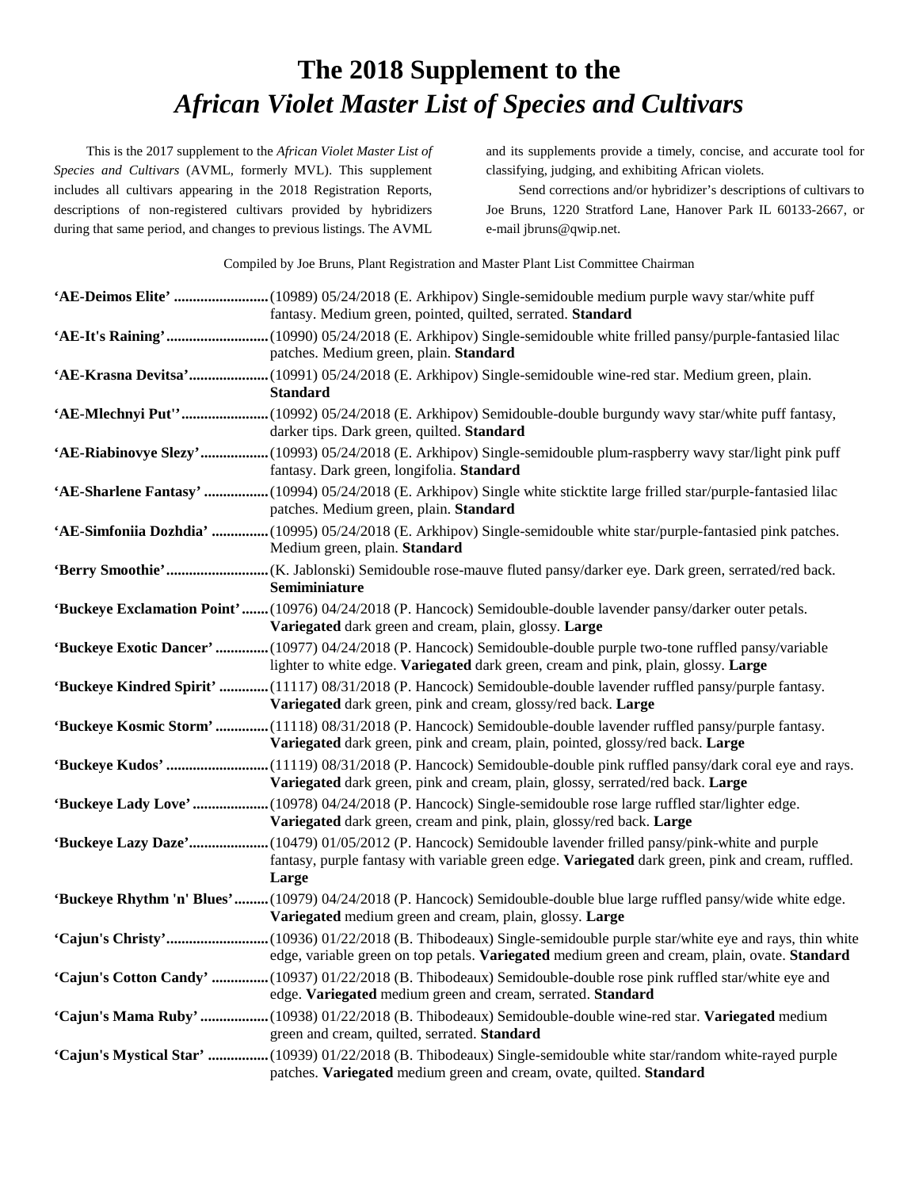# The 2018 Supplement to the *African Violet Master List of Species and Cultivars*

This is the 2017 supplement to the *African Violet Master List of Species and Cultivars* (AVML, formerly MVL). This supplement includes all cultivars appearing in the 2018 Registration Reports, descriptions of non-registered cultivars provided by hybridizers during that same period, and changes to previous listings. The AVML and its supplements provide a timely, concise, and accurate tool for classifying, judging, and exhibiting African violets.

Send corrections and/or hybridizer's descriptions of cultivars to Joe Bruns, 1220 Stratford Lane, Hanover Park IL 60133-2667, or e-mail jbruns@qwip.net.

Compiled by Joe Bruns, Plant Registration and Master Plant List Committee Chairman

**'AE-Deimos Elite'** .......... (10989) 05/24/2018 (E. Arkhipov) Single-semidouble medium purple wavy star/white puff fantasy. Medium green, pointed, quilted, serrated. **Standard**

**'AE-It's Raining'** .......... (10990) 05/24/2018 (E. Arkhipov) Single-semidouble white frilled pansy/purple-fantasied lilac patches. Medium green, plain. **Standard**

**'AE-Krasna Devitsa'** .......... (10991) 05/24/2018 (E. Arkhipov) Single-semidouble wine-red star. Medium green, plain. **Standard**

**'AE-Mlechnyi Put''** .......... (10992) 05/24/2018 (E. Arkhipov) Semidouble-double burgundy wavy star/white puff fantasy, darker tips. Dark green, quilted. **Standard**

**'AE-Riabinovye Slezy'** .......... (10993) 05/24/2018 (E. Arkhipov) Single-semidouble plum-raspberry wavy star/light pink puff fantasy. Dark green, longifolia. **Standard**

**'AE-Sharlene Fantasy'** .......... (10994) 05/24/2018 (E. Arkhipov) Single white sticktite large frilled star/purple-fantasied lilac patches. Medium green, plain. **Standard**

**'AE-Simfoniia Dozhdia'** .......... (10995) 05/24/2018 (E. Arkhipov) Single-semidouble white star/purple-fantasied pink patches. Medium green, plain. **Standard**

**'Berry Smoothie'** .......... (K. Jablonski) Semidouble rose-mauve fluted pansy/darker eye. Dark green, serrated/red back. **Semiminiature**

**'Buckeye Exclamation Point'** .......... (10976) 04/24/2018 (P. Hancock) Semidouble-double lavender pansy/darker outer petals. **Variegated** dark green and cream, plain, glossy. **Large**

**'Buckeye Exotic Dancer'** .......... (10977) 04/24/2018 (P. Hancock) Semidouble-double purple two-tone ruffled pansy/variable lighter to white edge. **Variegated** dark green, cream and pink, plain, glossy. **Large**

**'Buckeye Kindred Spirit'** .......... (11117) 08/31/2018 (P. Hancock) Semidouble-double lavender ruffled pansy/purple fantasy. **Variegated** dark green, pink and cream, glossy/red back. **Large**

**'Buckeye Kosmic Storm'** .......... (11118) 08/31/2018 (P. Hancock) Semidouble-double lavender ruffled pansy/purple fantasy. **Variegated** dark green, pink and cream, plain, pointed, glossy/red back. **Large**

**'Buckeye Kudos'** .......... (11119) 08/31/2018 (P. Hancock) Semidouble-double pink ruffled pansy/dark coral eye and rays. **Variegated** dark green, pink and cream, plain, glossy, serrated/red back. **Large**

**'Buckeye Lady Love'** .......... (10978) 04/24/2018 (P. Hancock) Single-semidouble rose large ruffled star/lighter edge. **Variegated** dark green, cream and pink, plain, glossy/red back. **Large**

**'Buckeye Lazy Daze'** .......... (10479) 01/05/2012 (P. Hancock) Semidouble lavender frilled pansy/pink-white and purple fantasy, purple fantasy with variable green edge. **Variegated** dark green, pink and cream, ruffled. **Large**

**'Buckeye Rhythm 'n' Blues'** .......... (10979) 04/24/2018 (P. Hancock) Semidouble-double blue large ruffled pansy/wide white edge. **Variegated** medium green and cream, plain, glossy. **Large**

**'Cajun's Christy'** .......... (10936) 01/22/2018 (B. Thibodeaux) Single-semidouble purple star/white eye and rays, thin white edge, variable green on top petals. **Variegated** medium green and cream, plain, ovate. **Standard**

**'Cajun's Cotton Candy'** .......... (10937) 01/22/2018 (B. Thibodeaux) Semidouble-double rose pink ruffled star/white eye and edge. **Variegated** medium green and cream, serrated. **Standard**

**'Cajun's Mama Ruby'** .......... (10938) 01/22/2018 (B. Thibodeaux) Semidouble-double wine-red star. **Variegated** medium green and cream, quilted, serrated. **Standard**

**'Cajun's Mystical Star'** .......... (10939) 01/22/2018 (B. Thibodeaux) Single-semidouble white star/random white-rayed purple patches. **Variegated** medium green and cream, ovate, quilted. **Standard**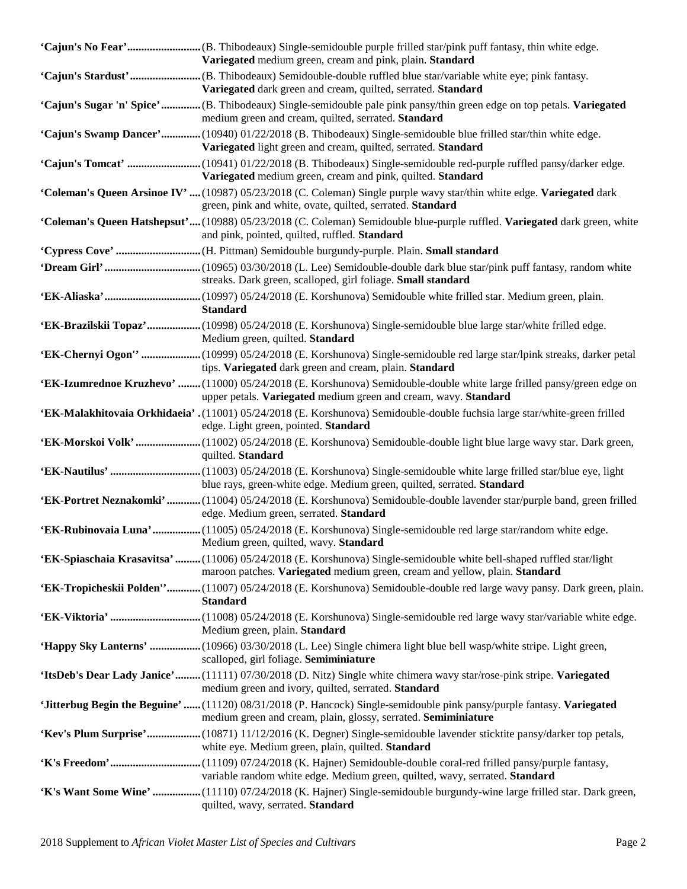**'Cajun's No Fear'**..........................(B. Thibodeaux) Single-semidouble purple frilled star/pink puff fantasy, thin white edge. **Variegated** medium green, cream and pink, plain. **Standard**

**'Cajun's Stardust'**.........................(B. Thibodeaux) Semidouble-double ruffled blue star/variable white eye; pink fantasy. **Variegated** dark green and cream, quilted, serrated. **Standard**

**'Cajun's Sugar 'n' Spice'**..............(B. Thibodeaux) Single-semidouble pale pink pansy/thin green edge on top petals. **Variegated** medium green and cream, quilted, serrated. **Standard**

**'Cajun's Swamp Dancer'**..............(10940) 01/22/2018 (B. Thibodeaux) Single-semidouble blue frilled star/thin white edge. **Variegated** light green and cream, quilted, serrated. **Standard**

**'Cajun's Tomcat'** ..........................(10941) 01/22/2018 (B. Thibodeaux) Single-semidouble red-purple ruffled pansy/darker edge. **Variegated** medium green, cream and pink, quilted. **Standard**

**'Coleman's Queen Arsinoe IV'** ....(10987) 05/23/2018 (C. Coleman) Single purple wavy star/thin white edge. **Variegated** dark green, pink and white, ovate, quilted, serrated. **Standard**

**'Coleman's Queen Hatshepsut'**....(10988) 05/23/2018 (C. Coleman) Semidouble blue-purple ruffled. **Variegated** dark green, white and pink, pointed, quilted, ruffled. **Standard**

**'Cypress Cove'** ..............................(H. Pittman) Semidouble burgundy-purple. Plain. **Small standard**

**'Dream Girl'**..................................(10965) 03/30/2018 (L. Lee) Semidouble-double dark blue star/pink puff fantasy, random white streaks. Dark green, scalloped, girl foliage. **Small standard**

**'EK-Aliaska'**..................................(10997) 05/24/2018 (E. Korshunova) Semidouble white frilled star. Medium green, plain. **Standard**

**'EK-Brazilskii Topaz'**...................(10998) 05/24/2018 (E. Korshunova) Single-semidouble blue large star/white frilled edge. Medium green, quilted. **Standard**

**'EK-Chernyi Ogon''** .....................(10999) 05/24/2018 (E. Korshunova) Single-semidouble red large star/lpink streaks, darker petal tips. **Variegated** dark green and cream, plain. **Standard**

**'EK-Izumrednoe Kruzhevo'** ........(11000) 05/24/2018 (E. Korshunova) Semidouble-double white large frilled pansy/green edge on upper petals. **Variegated** medium green and cream, wavy. **Standard**

**'EK-Malakhitovaia Orkhidaeia'** .(11001) 05/24/2018 (E. Korshunova) Semidouble-double fuchsia large star/white-green frilled edge. Light green, pointed. **Standard**

**'EK-Morskoi Volk'**.......................(11002) 05/24/2018 (E. Korshunova) Semidouble-double light blue large wavy star. Dark green, quilted. **Standard**

**'EK-Nautilus'** ................................(11003) 05/24/2018 (E. Korshunova) Single-semidouble white large frilled star/blue eye, light blue rays, green-white edge. Medium green, quilted, serrated. **Standard**

**'EK-Portret Neznakomki'**............(11004) 05/24/2018 (E. Korshunova) Semidouble-double lavender star/purple band, green frilled edge. Medium green, serrated. **Standard**

**'EK-Rubinovaia Luna'**.................(11005) 05/24/2018 (E. Korshunova) Single-semidouble red large star/random white edge. Medium green, quilted, wavy. **Standard**

**'EK-Spiaschaia Krasavitsa'**.........(11006) 05/24/2018 (E. Korshunova) Single-semidouble white bell-shaped ruffled star/light maroon patches. **Variegated** medium green, cream and yellow, plain. **Standard**

**'EK-Tropicheskii Polden''**............(11007) 05/24/2018 (E. Korshunova) Semidouble-double red large wavy pansy. Dark green, plain. **Standard**

**'EK-Viktoria'** ................................(11008) 05/24/2018 (E. Korshunova) Single-semidouble red large wavy star/variable white edge. Medium green, plain. **Standard**

**'Happy Sky Lanterns'** ..................(10966) 03/30/2018 (L. Lee) Single chimera light blue bell wasp/white stripe. Light green, scalloped, girl foliage. **Semiminiature**

**'ItsDeb's Dear Lady Janice'**.........(11111) 07/30/2018 (D. Nitz) Single white chimera wavy star/rose-pink stripe. **Variegated** medium green and ivory, quilted, serrated. **Standard**

**'Jitterbug Begin the Beguine'** ......(11120) 08/31/2018 (P. Hancock) Single-semidouble pink pansy/purple fantasy. **Variegated** medium green and cream, plain, glossy, serrated. **Semiminiature**

**'Kev's Plum Surprise'**...................(10871) 11/12/2016 (K. Degner) Single-semidouble lavender sticktite pansy/darker top petals, white eye. Medium green, plain, quilted. **Standard**

**'K's Freedom'**................................(11109) 07/24/2018 (K. Hajner) Semidouble-double coral-red frilled pansy/purple fantasy, variable random white edge. Medium green, quilted, wavy, serrated. **Standard**

**'K's Want Some Wine'** .................(11110) 07/24/2018 (K. Hajner) Single-semidouble burgundy-wine large frilled star. Dark green, quilted, wavy, serrated. **Standard**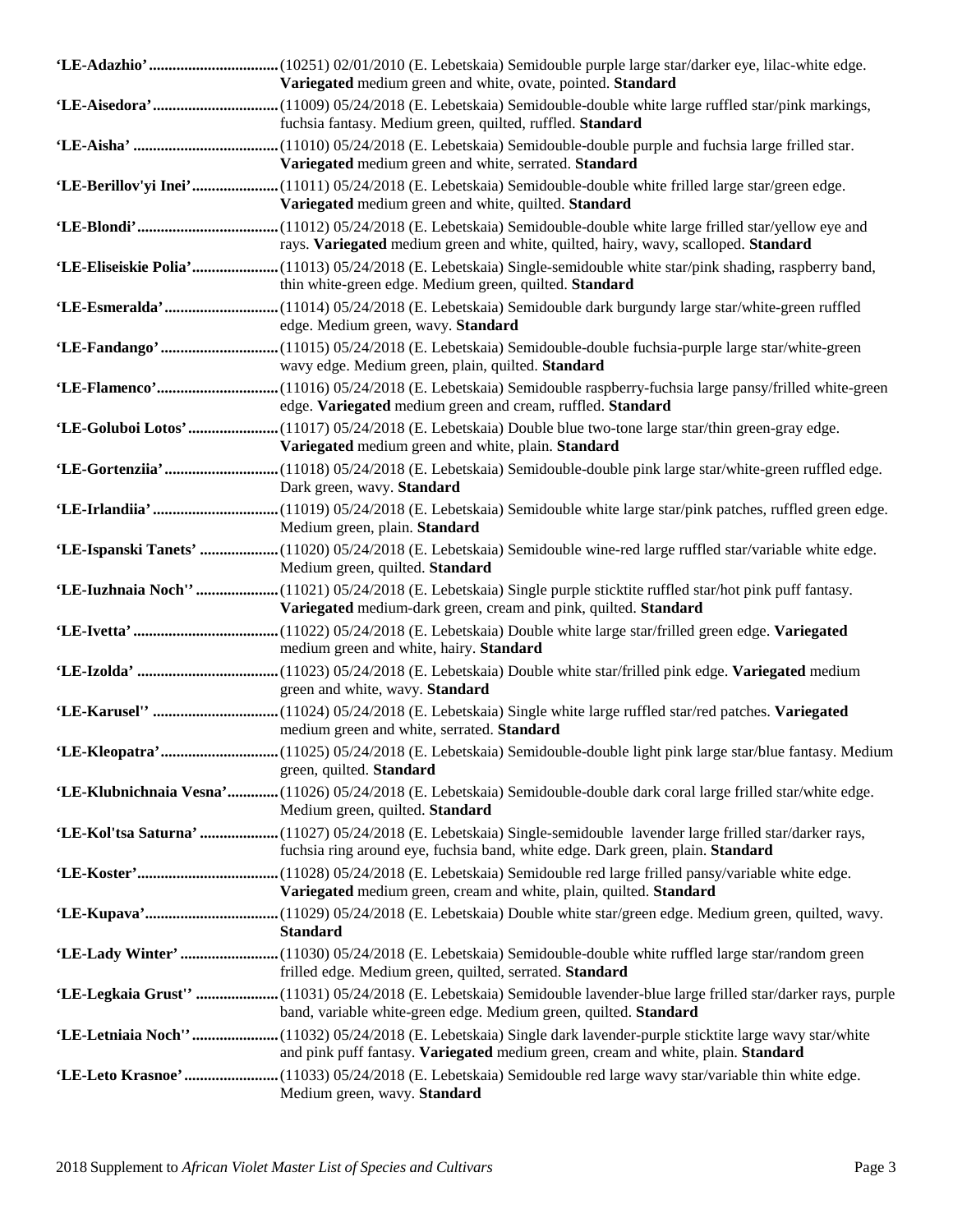**'LE-Adazhio'** ................................ (10251) 02/01/2010 (E. Lebetskaia) Semidouble purple large star/darker eye, lilac-white edge. **Variegated** medium green and white, ovate, pointed. **Standard**

**'LE-Aisedora'** ................................ (11009) 05/24/2018 (E. Lebetskaia) Semidouble-double white large ruffled star/pink markings, fuchsia fantasy. Medium green, quilted, ruffled. **Standard**

**'LE-Aisha'** ..................................... (11010) 05/24/2018 (E. Lebetskaia) Semidouble-double purple and fuchsia large frilled star. **Variegated** medium green and white, serrated. **Standard**

**'LE-Berillov'yi Inei'** ...................... (11011) 05/24/2018 (E. Lebetskaia) Semidouble-double white frilled large star/green edge. **Variegated** medium green and white, quilted. **Standard**

**'LE-Blondi'** .................................... (11012) 05/24/2018 (E. Lebetskaia) Semidouble-double white large frilled star/yellow eye and rays. **Variegated** medium green and white, quilted, hairy, wavy, scalloped. **Standard**

**'LE-Eliseiskie Polia'** ...................... (11013) 05/24/2018 (E. Lebetskaia) Single-semidouble white star/pink shading, raspberry band, thin white-green edge. Medium green, quilted. **Standard**

**'LE-Esmeralda'** ............................. (11014) 05/24/2018 (E. Lebetskaia) Semidouble dark burgundy large star/white-green ruffled edge. Medium green, wavy. **Standard**

**'LE-Fandango'** .............................. (11015) 05/24/2018 (E. Lebetskaia) Semidouble-double fuchsia-purple large star/white-green wavy edge. Medium green, plain, quilted. **Standard**

**'LE-Flamenco'** ............................... (11016) 05/24/2018 (E. Lebetskaia) Semidouble raspberry-fuchsia large pansy/frilled white-green edge. **Variegated** medium green and cream, ruffled. **Standard**

**'LE-Goluboi Lotos'** ....................... (11017) 05/24/2018 (E. Lebetskaia) Double blue two-tone large star/thin green-gray edge. **Variegated** medium green and white, plain. **Standard**

**'LE-Gortenziia'** ............................. (11018) 05/24/2018 (E. Lebetskaia) Semidouble-double pink large star/white-green ruffled edge. Dark green, wavy. **Standard**

**'LE-Irlandiia'** ................................ (11019) 05/24/2018 (E. Lebetskaia) Semidouble white large star/pink patches, ruffled green edge. Medium green, plain. **Standard**

**'LE-Ispanski Tanets'** .................... (11020) 05/24/2018 (E. Lebetskaia) Semidouble wine-red large ruffled star/variable white edge. Medium green, quilted. **Standard**

**'LE-Iuzhnaia Noch''** ..................... (11021) 05/24/2018 (E. Lebetskaia) Single purple sticktite ruffled star/hot pink puff fantasy. **Variegated** medium-dark green, cream and pink, quilted. **Standard**

**'LE-Ivetta'** ..................................... (11022) 05/24/2018 (E. Lebetskaia) Double white large star/frilled green edge. **Variegated** medium green and white, hairy. **Standard**

**'LE-Izolda'** .................................... (11023) 05/24/2018 (E. Lebetskaia) Double white star/frilled pink edge. **Variegated** medium green and white, wavy. **Standard**

**'LE-Karusel''** ................................ (11024) 05/24/2018 (E. Lebetskaia) Single white large ruffled star/red patches. **Variegated** medium green and white, serrated. **Standard**

**'LE-Kleopatra'** .............................. (11025) 05/24/2018 (E. Lebetskaia) Semidouble-double light pink large star/blue fantasy. Medium green, quilted. **Standard**

**'LE-Klubnichnaia Vesna'** ............. (11026) 05/24/2018 (E. Lebetskaia) Semidouble-double dark coral large frilled star/white edge. Medium green, quilted. **Standard**

**'LE-Kol'tsa Saturna'** .................... (11027) 05/24/2018 (E. Lebetskaia) Single-semidouble lavender large frilled star/darker rays, fuchsia ring around eye, fuchsia band, white edge. Dark green, plain. **Standard**

**'LE-Koster'** .................................... (11028) 05/24/2018 (E. Lebetskaia) Semidouble red large frilled pansy/variable white edge. **Variegated** medium green, cream and white, plain, quilted. **Standard**

**'LE-Kupava'** .................................. (11029) 05/24/2018 (E. Lebetskaia) Double white star/green edge. Medium green, quilted, wavy. **Standard**

**'LE-Lady Winter'** ......................... (11030) 05/24/2018 (E. Lebetskaia) Semidouble-double white ruffled large star/random green frilled edge. Medium green, quilted, serrated. **Standard**

**'LE-Legkaia Grust''** ..................... (11031) 05/24/2018 (E. Lebetskaia) Semidouble lavender-blue large frilled star/darker rays, purple band, variable white-green edge. Medium green, quilted. **Standard**

**'LE-Letniaia Noch''** ...................... (11032) 05/24/2018 (E. Lebetskaia) Single dark lavender-purple sticktite large wavy star/white and pink puff fantasy. **Variegated** medium green, cream and white, plain. **Standard**

**'LE-Leto Krasnoe'** ........................ (11033) 05/24/2018 (E. Lebetskaia) Semidouble red large wavy star/variable thin white edge. Medium green, wavy. **Standard**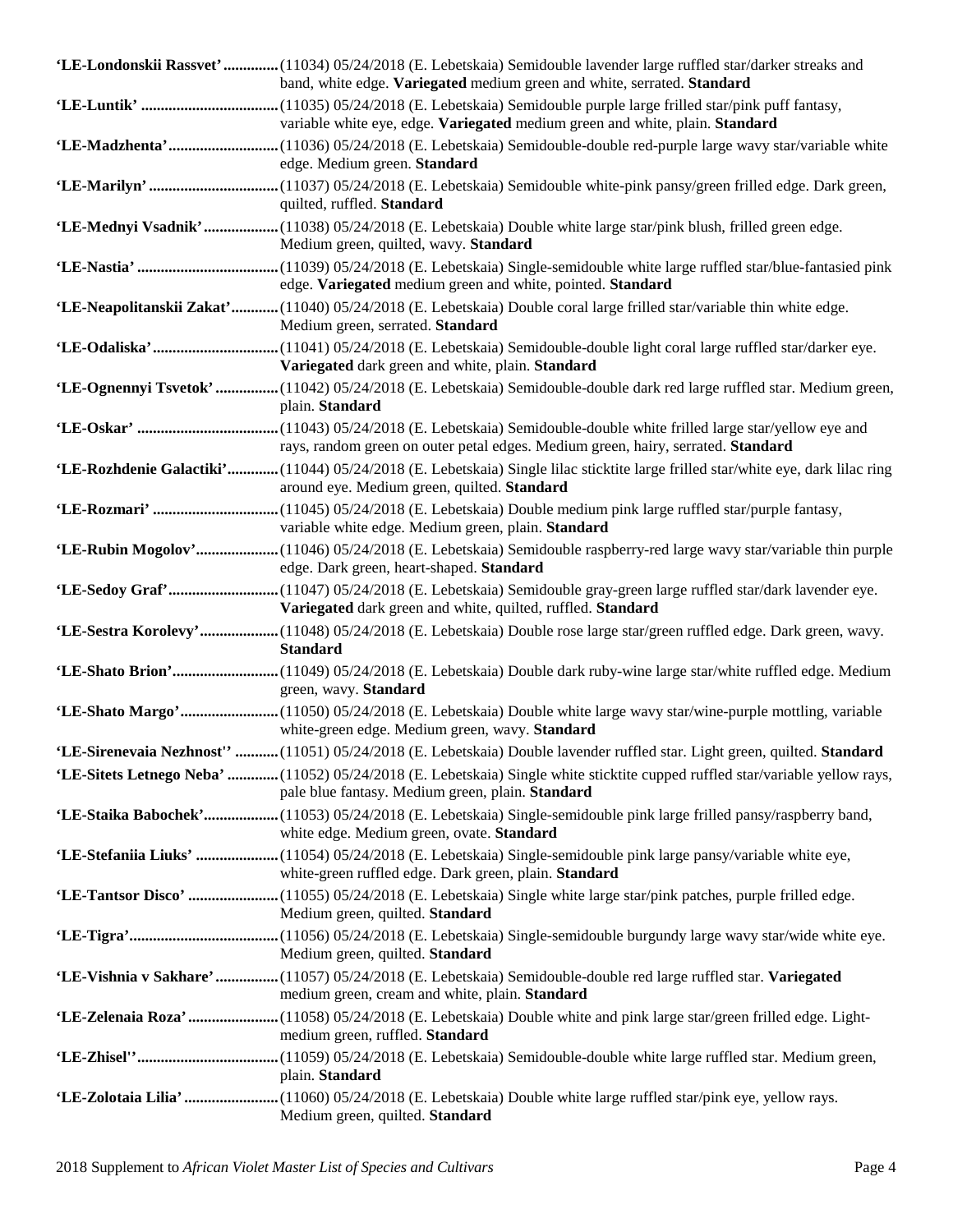**'LE-Londonskii Rassvet'** .............(11034) 05/24/2018 (E. Lebetskaia) Semidouble lavender large ruffled star/darker streaks and band, white edge. **Variegated** medium green and white, serrated. **Standard**

**'LE-Luntik'** ..................................(11035) 05/24/2018 (E. Lebetskaia) Semidouble purple large frilled star/pink puff fantasy, variable white eye, edge. **Variegated** medium green and white, plain. **Standard**

**'LE-Madzhenta'**...........................(11036) 05/24/2018 (E. Lebetskaia) Semidouble-double red-purple large wavy star/variable white edge. Medium green. **Standard**

**'LE-Marilyn'** ................................(11037) 05/24/2018 (E. Lebetskaia) Semidouble white-pink pansy/green frilled edge. Dark green, quilted, ruffled. **Standard**

**'LE-Mednyi Vsadnik'**..................(11038) 05/24/2018 (E. Lebetskaia) Double white large star/pink blush, frilled green edge. Medium green, quilted, wavy. **Standard**

**'LE-Nastia'** ...................................(11039) 05/24/2018 (E. Lebetskaia) Single-semidouble white large ruffled star/blue-fantasied pink edge. **Variegated** medium green and white, pointed. **Standard**

**'LE-Neapolitanskii Zakat'**............(11040) 05/24/2018 (E. Lebetskaia) Double coral large frilled star/variable thin white edge. Medium green, serrated. **Standard**

**'LE-Odaliska'**...............................(11041) 05/24/2018 (E. Lebetskaia) Semidouble-double light coral large ruffled star/darker eye. **Variegated** dark green and white, plain. **Standard**

**'LE-Ognennyi Tsvetok'** ................(11042) 05/24/2018 (E. Lebetskaia) Semidouble-double dark red large ruffled star. Medium green, plain. **Standard**

**'LE-Oskar'** ...................................(11043) 05/24/2018 (E. Lebetskaia) Semidouble-double white frilled large star/yellow eye and rays, random green on outer petal edges. Medium green, hairy, serrated. **Standard**

**'LE-Rozhdenie Galactiki'**.............(11044) 05/24/2018 (E. Lebetskaia) Single lilac sticktite large frilled star/white eye, dark lilac ring around eye. Medium green, quilted. **Standard**

**'LE-Rozmari'** ...............................(11045) 05/24/2018 (E. Lebetskaia) Double medium pink large ruffled star/purple fantasy, variable white edge. Medium green, plain. **Standard**

**'LE-Rubin Mogolov'**....................(11046) 05/24/2018 (E. Lebetskaia) Semidouble raspberry-red large wavy star/variable thin purple edge. Dark green, heart-shaped. **Standard**

**'LE-Sedoy Graf'**...........................(11047) 05/24/2018 (E. Lebetskaia) Semidouble gray-green large ruffled star/dark lavender eye. **Variegated** dark green and white, quilted, ruffled. **Standard**

**'LE-Sestra Korolevy'**...................(11048) 05/24/2018 (E. Lebetskaia) Double rose large star/green ruffled edge. Dark green, wavy. **Standard**

**'LE-Shato Brion'**..........................(11049) 05/24/2018 (E. Lebetskaia) Double dark ruby-wine large star/white ruffled edge. Medium green, wavy. **Standard**

**'LE-Shato Margo'**........................(11050) 05/24/2018 (E. Lebetskaia) Double white large wavy star/wine-purple mottling, variable white-green edge. Medium green, wavy. **Standard**

**'LE-Sirenevaia Nezhnost''** ...........(11051) 05/24/2018 (E. Lebetskaia) Double lavender ruffled star. Light green, quilted. **Standard**

**'LE-Sitets Letnego Neba'** .............(11052) 05/24/2018 (E. Lebetskaia) Single white sticktite cupped ruffled star/variable yellow rays, pale blue fantasy. Medium green, plain. **Standard**

**'LE-Staika Babochek'**..................(11053) 05/24/2018 (E. Lebetskaia) Single-semidouble pink large frilled pansy/raspberry band, white edge. Medium green, ovate. **Standard**

**'LE-Stefaniia Liuks'** .....................(11054) 05/24/2018 (E. Lebetskaia) Single-semidouble pink large pansy/variable white eye, white-green ruffled edge. Dark green, plain. **Standard**

**'LE-Tantsor Disco'** .......................(11055) 05/24/2018 (E. Lebetskaia) Single white large star/pink patches, purple frilled edge. Medium green, quilted. **Standard**

**'LE-Tigra'**.....................................(11056) 05/24/2018 (E. Lebetskaia) Single-semidouble burgundy large wavy star/wide white eye. Medium green, quilted. **Standard**

**'LE-Vishnia v Sakhare'**................(11057) 05/24/2018 (E. Lebetskaia) Semidouble-double red large ruffled star. **Variegated** medium green, cream and white, plain. **Standard**

**'LE-Zelenaia Roza'**.......................(11058) 05/24/2018 (E. Lebetskaia) Double white and pink large star/green frilled edge. Light-medium green, ruffled. **Standard**

**'LE-Zhisel''**...................................(11059) 05/24/2018 (E. Lebetskaia) Semidouble-double white large ruffled star. Medium green, plain. **Standard**

**'LE-Zolotaia Lilia'**........................(11060) 05/24/2018 (E. Lebetskaia) Double white large ruffled star/pink eye, yellow rays. Medium green, quilted. **Standard**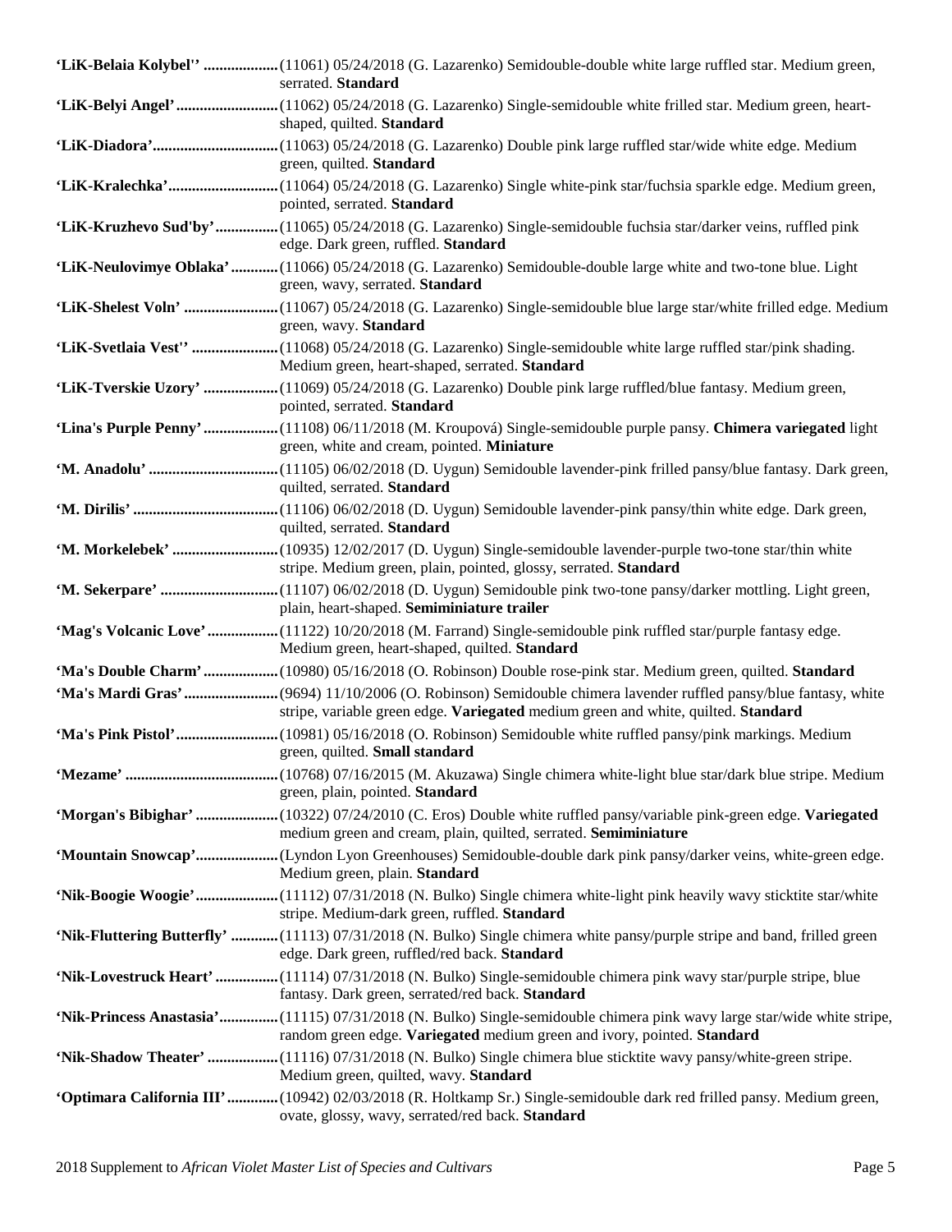**'LiK-Belaia Kolybel''** ................... (11061) 05/24/2018 (G. Lazarenko) Semidouble-double white large ruffled star. Medium green, serrated. **Standard**

**'LiK-Belyi Angel'** .......................... (11062) 05/24/2018 (G. Lazarenko) Single-semidouble white frilled star. Medium green, heart-shaped, quilted. **Standard**

**'LiK-Diadora'** ................................ (11063) 05/24/2018 (G. Lazarenko) Double pink large ruffled star/wide white edge. Medium green, quilted. **Standard**

**'LiK-Kralechka'** ............................ (11064) 05/24/2018 (G. Lazarenko) Single white-pink star/fuchsia sparkle edge. Medium green, pointed, serrated. **Standard**

**'LiK-Kruzhevo Sud'by'** ................ (11065) 05/24/2018 (G. Lazarenko) Single-semidouble fuchsia star/darker veins, ruffled pink edge. Dark green, ruffled. **Standard**

**'LiK-Neulovimye Oblaka'** ............ (11066) 05/24/2018 (G. Lazarenko) Semidouble-double large white and two-tone blue. Light green, wavy, serrated. **Standard**

**'LiK-Shelest Voln'** ........................ (11067) 05/24/2018 (G. Lazarenko) Single-semidouble blue large star/white frilled edge. Medium green, wavy. **Standard**

**'LiK-Svetlaia Vest''** ...................... (11068) 05/24/2018 (G. Lazarenko) Single-semidouble white large ruffled star/pink shading. Medium green, heart-shaped, serrated. **Standard**

**'LiK-Tverskie Uzory'** ................... (11069) 05/24/2018 (G. Lazarenko) Double pink large ruffled/blue fantasy. Medium green, pointed, serrated. **Standard**

**'Lina's Purple Penny'** ................... (11108) 06/11/2018 (M. Kroupová) Single-semidouble purple pansy. **Chimera variegated** light green, white and cream, pointed. **Miniature**

**'M. Anadolu'** ................................. (11105) 06/02/2018 (D. Uygun) Semidouble lavender-pink frilled pansy/blue fantasy. Dark green, quilted, serrated. **Standard**

**'M. Dirilis'** ..................................... (11106) 06/02/2018 (D. Uygun) Semidouble lavender-pink pansy/thin white edge. Dark green, quilted, serrated. **Standard**

**'M. Morkelebek'** ........................... (10935) 12/02/2017 (D. Uygun) Single-semidouble lavender-purple two-tone star/thin white stripe. Medium green, plain, pointed, glossy, serrated. **Standard**

**'M. Sekerpare'** .............................. (11107) 06/02/2018 (D. Uygun) Semidouble pink two-tone pansy/darker mottling. Light green, plain, heart-shaped. **Semiminiature trailer**

**'Mag's Volcanic Love'** .................. (11122) 10/20/2018 (M. Farrand) Single-semidouble pink ruffled star/purple fantasy edge. Medium green, heart-shaped, quilted. **Standard**

**'Ma's Double Charm'** ................... (10980) 05/16/2018 (O. Robinson) Double rose-pink star. Medium green, quilted. **Standard**

**'Ma's Mardi Gras'** ........................ (9694) 11/10/2006 (O. Robinson) Semidouble chimera lavender ruffled pansy/blue fantasy, white stripe, variable green edge. **Variegated** medium green and white, quilted. **Standard**

**'Ma's Pink Pistol'** .......................... (10981) 05/16/2018 (O. Robinson) Semidouble white ruffled pansy/pink markings. Medium green, quilted. **Small standard**

**'Mezame'** ....................................... (10768) 07/16/2015 (M. Akuzawa) Single chimera white-light blue star/dark blue stripe. Medium green, plain, pointed. **Standard**

**'Morgan's Bibighar'** ..................... (10322) 07/24/2010 (C. Eros) Double white ruffled pansy/variable pink-green edge. **Variegated** medium green and cream, plain, quilted, serrated. **Semiminiature**

**'Mountain Snowcap'** ..................... (Lyndon Lyon Greenhouses) Semidouble-double dark pink pansy/darker veins, white-green edge. Medium green, plain. **Standard**

**'Nik-Boogie Woogie'** ..................... (11112) 07/31/2018 (N. Bulko) Single chimera white-light pink heavily wavy sticktite star/white stripe. Medium-dark green, ruffled. **Standard**

**'Nik-Fluttering Butterfly'** ............ (11113) 07/31/2018 (N. Bulko) Single chimera white pansy/purple stripe and band, frilled green edge. Dark green, ruffled/red back. **Standard**

**'Nik-Lovestruck Heart'** ................ (11114) 07/31/2018 (N. Bulko) Single-semidouble chimera pink wavy star/purple stripe, blue fantasy. Dark green, serrated/red back. **Standard**

**'Nik-Princess Anastasia'** ............... (11115) 07/31/2018 (N. Bulko) Single-semidouble chimera pink wavy large star/wide white stripe, random green edge. **Variegated** medium green and ivory, pointed. **Standard**

**'Nik-Shadow Theater'** .................. (11116) 07/31/2018 (N. Bulko) Single chimera blue sticktite wavy pansy/white-green stripe. Medium green, quilted, wavy. **Standard**

**'Optimara California III'** ............. (10942) 02/03/2018 (R. Holtkamp Sr.) Single-semidouble dark red frilled pansy. Medium green, ovate, glossy, wavy, serrated/red back. **Standard**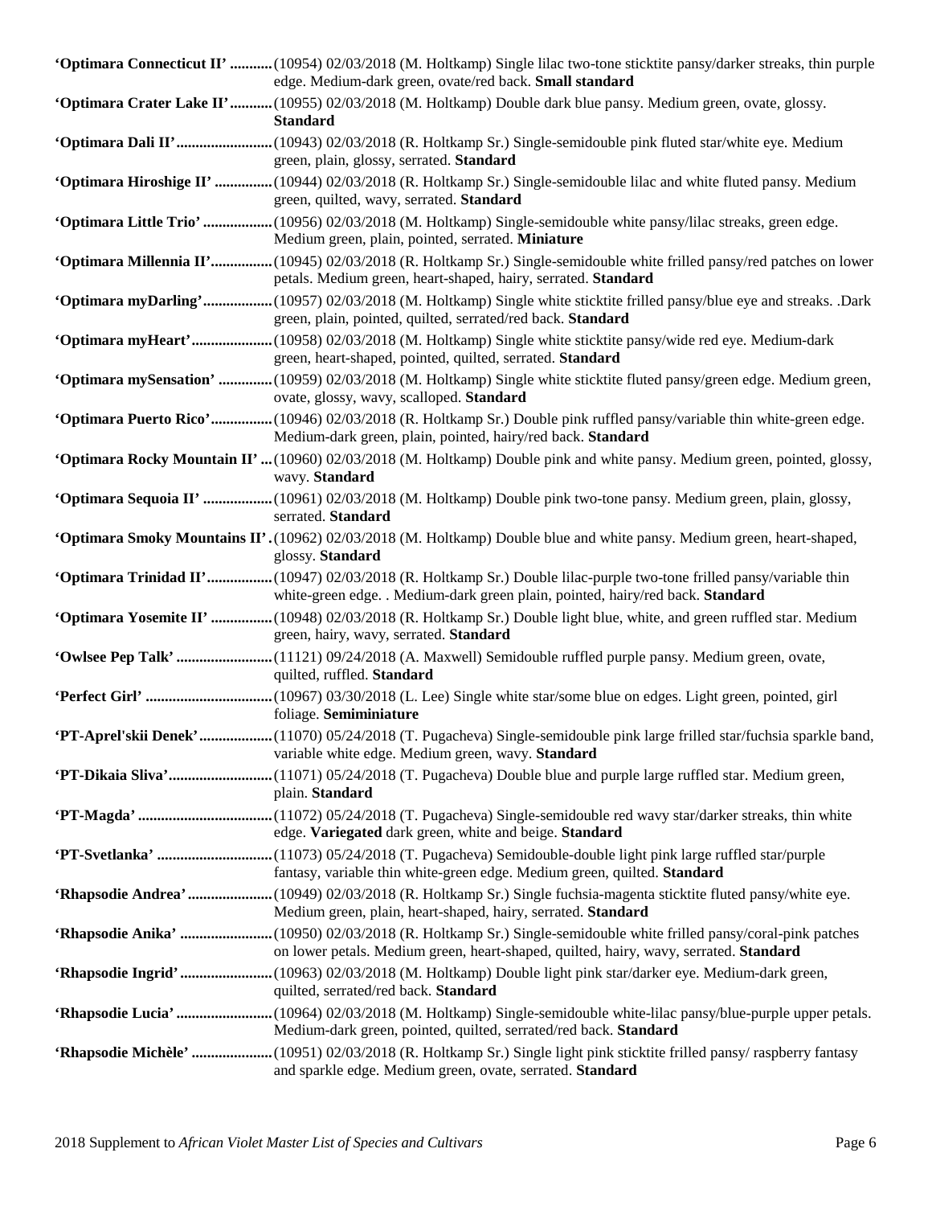**'Optimara Connecticut II'** ........... (10954) 02/03/2018 (M. Holtkamp) Single lilac two-tone sticktite pansy/darker streaks, thin purple edge. Medium-dark green, ovate/red back. **Small standard**

**'Optimara Crater Lake II'** ........... (10955) 02/03/2018 (M. Holtkamp) Double dark blue pansy. Medium green, ovate, glossy. **Standard**

**'Optimara Dali II'** ......................... (10943) 02/03/2018 (R. Holtkamp Sr.) Single-semidouble pink fluted star/white eye. Medium green, plain, glossy, serrated. **Standard**

**'Optimara Hiroshige II'** ............... (10944) 02/03/2018 (R. Holtkamp Sr.) Single-semidouble lilac and white fluted pansy. Medium green, quilted, wavy, serrated. **Standard**

**'Optimara Little Trio'** .................. (10956) 02/03/2018 (M. Holtkamp) Single-semidouble white pansy/lilac streaks, green edge. Medium green, plain, pointed, serrated. **Miniature**

**'Optimara Millennia II'** ................ (10945) 02/03/2018 (R. Holtkamp Sr.) Single-semidouble white frilled pansy/red patches on lower petals. Medium green, heart-shaped, hairy, serrated. **Standard**

**'Optimara myDarling'** .................. (10957) 02/03/2018 (M. Holtkamp) Single white sticktite frilled pansy/blue eye and streaks. .Dark green, plain, pointed, quilted, serrated/red back. **Standard**

**'Optimara myHeart'** ..................... (10958) 02/03/2018 (M. Holtkamp) Single white sticktite pansy/wide red eye. Medium-dark green, heart-shaped, pointed, quilted, serrated. **Standard**

**'Optimara mySensation'** ............. (10959) 02/03/2018 (M. Holtkamp) Single white sticktite fluted pansy/green edge. Medium green, ovate, glossy, wavy, scalloped. **Standard**

**'Optimara Puerto Rico'** ................ (10946) 02/03/2018 (R. Holtkamp Sr.) Double pink ruffled pansy/variable thin white-green edge. Medium-dark green, plain, pointed, hairy/red back. **Standard**

**'Optimara Rocky Mountain II'** ... (10960) 02/03/2018 (M. Holtkamp) Double pink and white pansy. Medium green, pointed, glossy, wavy. **Standard**

**'Optimara Sequoia II'** .................. (10961) 02/03/2018 (M. Holtkamp) Double pink two-tone pansy. Medium green, plain, glossy, serrated. **Standard**

**'Optimara Smoky Mountains II'** . (10962) 02/03/2018 (M. Holtkamp) Double blue and white pansy. Medium green, heart-shaped, glossy. **Standard**

**'Optimara Trinidad II'** ................. (10947) 02/03/2018 (R. Holtkamp Sr.) Double lilac-purple two-tone frilled pansy/variable thin white-green edge. . Medium-dark green plain, pointed, hairy/red back. **Standard**

**'Optimara Yosemite II'** ................ (10948) 02/03/2018 (R. Holtkamp Sr.) Double light blue, white, and green ruffled star. Medium green, hairy, wavy, serrated. **Standard**

**'Owlsee Pep Talk'** ......................... (11121) 09/24/2018 (A. Maxwell) Semidouble ruffled purple pansy. Medium green, ovate, quilted, ruffled. **Standard**

**'Perfect Girl'** ................................. (10967) 03/30/2018 (L. Lee) Single white star/some blue on edges. Light green, pointed, girl foliage. **Semiminiature**

**'PT-Aprel'skii Denek'** ................... (11070) 05/24/2018 (T. Pugacheva) Single-semidouble pink large frilled star/fuchsia sparkle band, variable white edge. Medium green, wavy. **Standard**

**'PT-Dikaia Sliva'** ........................... (11071) 05/24/2018 (T. Pugacheva) Double blue and purple large ruffled star. Medium green, plain. **Standard**

**'PT-Magda'** ................................... (11072) 05/24/2018 (T. Pugacheva) Single-semidouble red wavy star/darker streaks, thin white edge. **Variegated** dark green, white and beige. **Standard**

**'PT-Svetlanka'** .............................. (11073) 05/24/2018 (T. Pugacheva) Semidouble-double light pink large ruffled star/purple fantasy, variable thin white-green edge. Medium green, quilted. **Standard**

**'Rhapsodie Andrea'** ...................... (10949) 02/03/2018 (R. Holtkamp Sr.) Single fuchsia-magenta sticktite fluted pansy/white eye. Medium green, plain, heart-shaped, hairy, serrated. **Standard**

**'Rhapsodie Anika'** ........................ (10950) 02/03/2018 (R. Holtkamp Sr.) Single-semidouble white frilled pansy/coral-pink patches on lower petals. Medium green, heart-shaped, quilted, hairy, wavy, serrated. **Standard**

**'Rhapsodie Ingrid'** ........................ (10963) 02/03/2018 (M. Holtkamp) Double light pink star/darker eye. Medium-dark green, quilted, serrated/red back. **Standard**

**'Rhapsodie Lucia'** ......................... (10964) 02/03/2018 (M. Holtkamp) Single-semidouble white-lilac pansy/blue-purple upper petals. Medium-dark green, pointed, quilted, serrated/red back. **Standard**

**'Rhapsodie Michèle'** ..................... (10951) 02/03/2018 (R. Holtkamp Sr.) Single light pink sticktite frilled pansy/ raspberry fantasy and sparkle edge. Medium green, ovate, serrated. **Standard**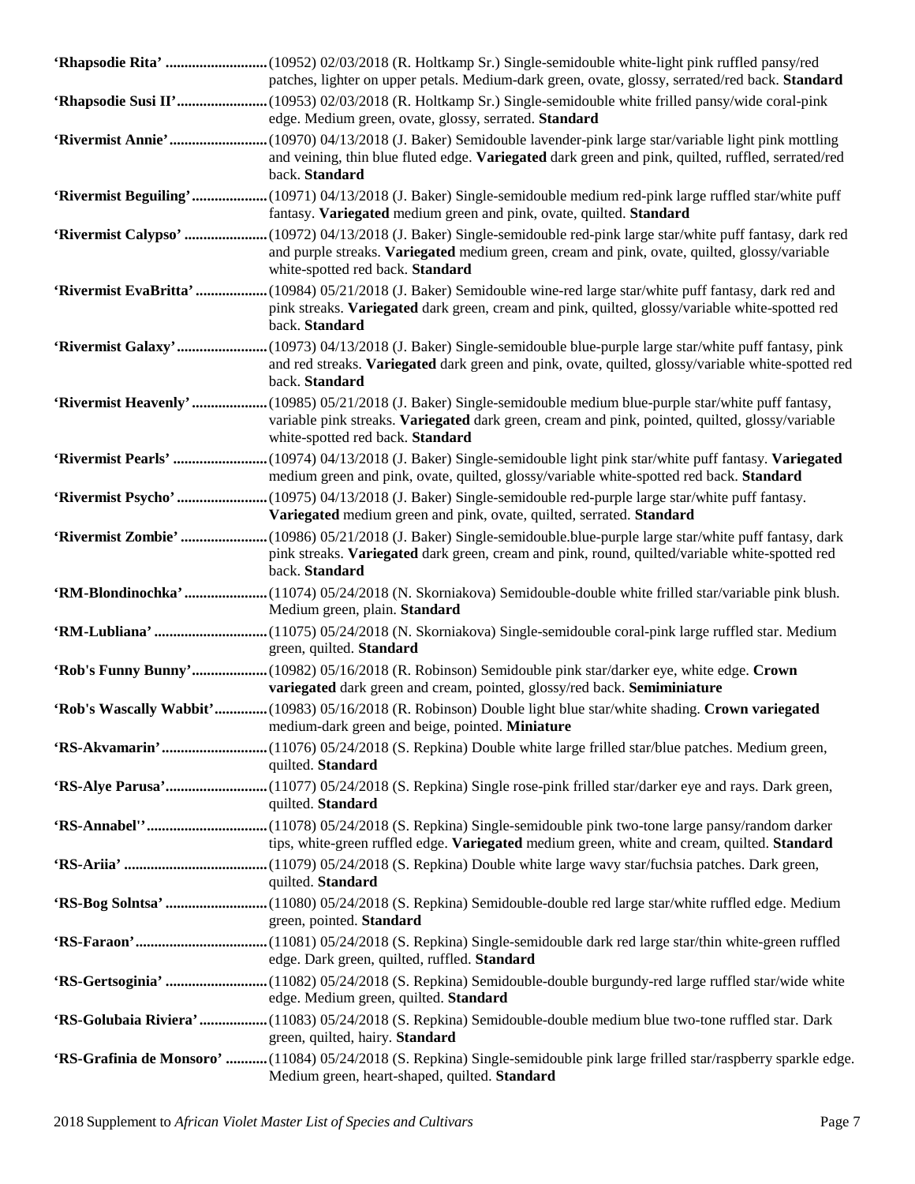**'Rhapsodie Rita'** ........................... (10952) 02/03/2018 (R. Holtkamp Sr.) Single-semidouble white-light pink ruffled pansy/red patches, lighter on upper petals. Medium-dark green, ovate, glossy, serrated/red back. **Standard**

**'Rhapsodie Susi II'** ........................ (10953) 02/03/2018 (R. Holtkamp Sr.) Single-semidouble white frilled pansy/wide coral-pink edge. Medium green, ovate, glossy, serrated. **Standard**

**'Rivermist Annie'** .......................... (10970) 04/13/2018 (J. Baker) Semidouble lavender-pink large star/variable light pink mottling and veining, thin blue fluted edge. **Variegated** dark green and pink, quilted, ruffled, serrated/red back. **Standard**

**'Rivermist Beguiling'** .................... (10971) 04/13/2018 (J. Baker) Single-semidouble medium red-pink large ruffled star/white puff fantasy. **Variegated** medium green and pink, ovate, quilted. **Standard**

**'Rivermist Calypso'** ...................... (10972) 04/13/2018 (J. Baker) Single-semidouble red-pink large star/white puff fantasy, dark red and purple streaks. **Variegated** medium green, cream and pink, ovate, quilted, glossy/variable white-spotted red back. **Standard**

**'Rivermist EvaBritta'** ................... (10984) 05/21/2018 (J. Baker) Semidouble wine-red large star/white puff fantasy, dark red and pink streaks. **Variegated** dark green, cream and pink, quilted, glossy/variable white-spotted red back. **Standard**

**'Rivermist Galaxy'** ........................ (10973) 04/13/2018 (J. Baker) Single-semidouble blue-purple large star/white puff fantasy, pink and red streaks. **Variegated** dark green and pink, ovate, quilted, glossy/variable white-spotted red back. **Standard**

**'Rivermist Heavenly'** .................... (10985) 05/21/2018 (J. Baker) Single-semidouble medium blue-purple star/white puff fantasy, variable pink streaks. **Variegated** dark green, cream and pink, pointed, quilted, glossy/variable white-spotted red back. **Standard**

**'Rivermist Pearls'** ......................... (10974) 04/13/2018 (J. Baker) Single-semidouble light pink star/white puff fantasy. **Variegated** medium green and pink, ovate, quilted, glossy/variable white-spotted red back. **Standard**

**'Rivermist Psycho'** ........................ (10975) 04/13/2018 (J. Baker) Single-semidouble red-purple large star/white puff fantasy. **Variegated** medium green and pink, ovate, quilted, serrated. **Standard**

**'Rivermist Zombie'** ....................... (10986) 05/21/2018 (J. Baker) Single-semidouble.blue-purple large star/white puff fantasy, dark pink streaks. **Variegated** dark green, cream and pink, round, quilted/variable white-spotted red back. **Standard**

**'RM-Blondinochka'** ...................... (11074) 05/24/2018 (N. Skorniakova) Semidouble-double white frilled star/variable pink blush. Medium green, plain. **Standard**

**'RM-Lubliana'** .............................. (11075) 05/24/2018 (N. Skorniakova) Single-semidouble coral-pink large ruffled star. Medium green, quilted. **Standard**

**'Rob's Funny Bunny'** .................... (10982) 05/16/2018 (R. Robinson) Semidouble pink star/darker eye, white edge. **Crown variegated** dark green and cream, pointed, glossy/red back. **Semiminiature**

**'Rob's Wascally Wabbit'** ............. (10983) 05/16/2018 (R. Robinson) Double light blue star/white shading. **Crown variegated** medium-dark green and beige, pointed. **Miniature**

**'RS-Akvamarin'** ............................ (11076) 05/24/2018 (S. Repkina) Double white large frilled star/blue patches. Medium green, quilted. **Standard**

**'RS-Alye Parusa'** .......................... (11077) 05/24/2018 (S. Repkina) Single rose-pink frilled star/darker eye and rays. Dark green, quilted. **Standard**

**'RS-Annabel''** ............................... (11078) 05/24/2018 (S. Repkina) Single-semidouble pink two-tone large pansy/random darker tips, white-green ruffled edge. **Variegated** medium green, white and cream, quilted. **Standard**

**'RS-Ariia'** ...................................... (11079) 05/24/2018 (S. Repkina) Double white large wavy star/fuchsia patches. Dark green, quilted. **Standard**

**'RS-Bog Solntsa'** ........................... (11080) 05/24/2018 (S. Repkina) Semidouble-double red large star/white ruffled edge. Medium green, pointed. **Standard**

**'RS-Faraon'** .................................. (11081) 05/24/2018 (S. Repkina) Single-semidouble dark red large star/thin white-green ruffled edge. Dark green, quilted, ruffled. **Standard**

**'RS-Gertsoginia'** ........................... (11082) 05/24/2018 (S. Repkina) Semidouble-double burgundy-red large ruffled star/wide white edge. Medium green, quilted. **Standard**

**'RS-Golubaia Riviera'** .................. (11083) 05/24/2018 (S. Repkina) Semidouble-double medium blue two-tone ruffled star. Dark green, quilted, hairy. **Standard**

**'RS-Grafinia de Monsoro'** ........... (11084) 05/24/2018 (S. Repkina) Single-semidouble pink large frilled star/raspberry sparkle edge. Medium green, heart-shaped, quilted. **Standard**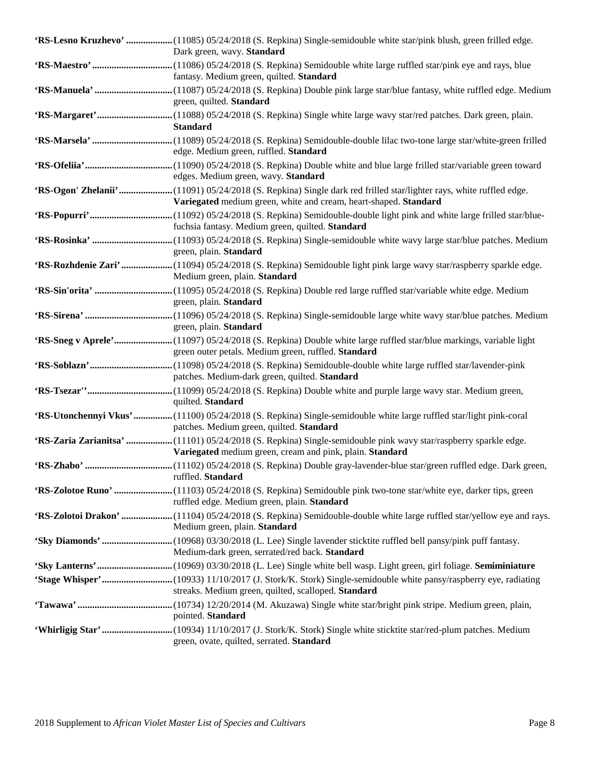**'RS-Lesno Kruzhevo'** ................... (11085) 05/24/2018 (S. Repkina) Single-semidouble white star/pink blush, green frilled edge. Dark green, wavy. **Standard**

**'RS-Maestro'** ................................ (11086) 05/24/2018 (S. Repkina) Semidouble white large ruffled star/pink eye and rays, blue fantasy. Medium green, quilted. **Standard**

**'RS-Manuela'** ................................ (11087) 05/24/2018 (S. Repkina) Double pink large star/blue fantasy, white ruffled edge. Medium green, quilted. **Standard**

**'RS-Margaret'** ............................... (11088) 05/24/2018 (S. Repkina) Single white large wavy star/red patches. Dark green, plain. **Standard**

**'RS-Marsela'** ................................. (11089) 05/24/2018 (S. Repkina) Semidouble-double lilac two-tone large star/white-green frilled edge. Medium green, ruffled. **Standard**

**'RS-Ofeliia'** .................................... (11090) 05/24/2018 (S. Repkina) Double white and blue large frilled star/variable green toward edges. Medium green, wavy. **Standard**

**'RS-Ogon' Zhelanii'** ...................... (11091) 05/24/2018 (S. Repkina) Single dark red frilled star/lighter rays, white ruffled edge. **Variegated** medium green, white and cream, heart-shaped. **Standard**

**'RS-Popurri'** .................................. (11092) 05/24/2018 (S. Repkina) Semidouble-double light pink and white large frilled star/blue-fuchsia fantasy. Medium green, quilted. **Standard**

**'RS-Rosinka'** ................................. (11093) 05/24/2018 (S. Repkina) Single-semidouble white wavy large star/blue patches. Medium green, plain. **Standard**

**'RS-Rozhdenie Zari'** ..................... (11094) 05/24/2018 (S. Repkina) Semidouble light pink large wavy star/raspberry sparkle edge. Medium green, plain. **Standard**

**'RS-Sin'orita'** ................................ (11095) 05/24/2018 (S. Repkina) Double red large ruffled star/variable white edge. Medium green, plain. **Standard**

**'RS-Sirena'** .................................... (11096) 05/24/2018 (S. Repkina) Single-semidouble large white wavy star/blue patches. Medium green, plain. **Standard**

**'RS-Sneg v Aprele'** ........................ (11097) 05/24/2018 (S. Repkina) Double white large ruffled star/blue markings, variable light green outer petals. Medium green, ruffled. **Standard**

**'RS-Soblazn'** .................................. (11098) 05/24/2018 (S. Repkina) Semidouble-double white large ruffled star/lavender-pink patches. Medium-dark green, quilted. **Standard**

**'RS-Tsezar''** ................................... (11099) 05/24/2018 (S. Repkina) Double white and purple large wavy star. Medium green, quilted. **Standard**

**'RS-Utonchennyi Vkus'** ................ (11100) 05/24/2018 (S. Repkina) Single-semidouble white large ruffled star/light pink-coral patches. Medium green, quilted. **Standard**

**'RS-Zaria Zarianitsa'** ................... (11101) 05/24/2018 (S. Repkina) Single-semidouble pink wavy star/raspberry sparkle edge. **Variegated** medium green, cream and pink, plain. **Standard**

**'RS-Zhabo'** .................................... (11102) 05/24/2018 (S. Repkina) Double gray-lavender-blue star/green ruffled edge. Dark green, ruffled. **Standard**

**'RS-Zolotoe Runo'** ........................ (11103) 05/24/2018 (S. Repkina) Semidouble pink two-tone star/white eye, darker tips, green ruffled edge. Medium green, plain. **Standard**

**'RS-Zolotoi Drakon'** ..................... (11104) 05/24/2018 (S. Repkina) Semidouble-double white large ruffled star/yellow eye and rays. Medium green, plain. **Standard**

**'Sky Diamonds'** ............................. (10968) 03/30/2018 (L. Lee) Single lavender sticktite ruffled bell pansy/pink puff fantasy. Medium-dark green, serrated/red back. **Standard**

**'Sky Lanterns'** ............................... (10969) 03/30/2018 (L. Lee) Single white bell wasp. Light green, girl foliage. **Semiminiature**

**'Stage Whisper'** ............................. (10933) 11/10/2017 (J. Stork/K. Stork) Single-semidouble white pansy/raspberry eye, radiating streaks. Medium green, quilted, scalloped. **Standard**

**'Tawawa'** ....................................... (10734) 12/20/2014 (M. Akuzawa) Single white star/bright pink stripe. Medium green, plain, pointed. **Standard**

**'Whirligig Star'** ............................. (10934) 11/10/2017 (J. Stork/K. Stork) Single white sticktite star/red-plum patches. Medium green, ovate, quilted, serrated. **Standard**